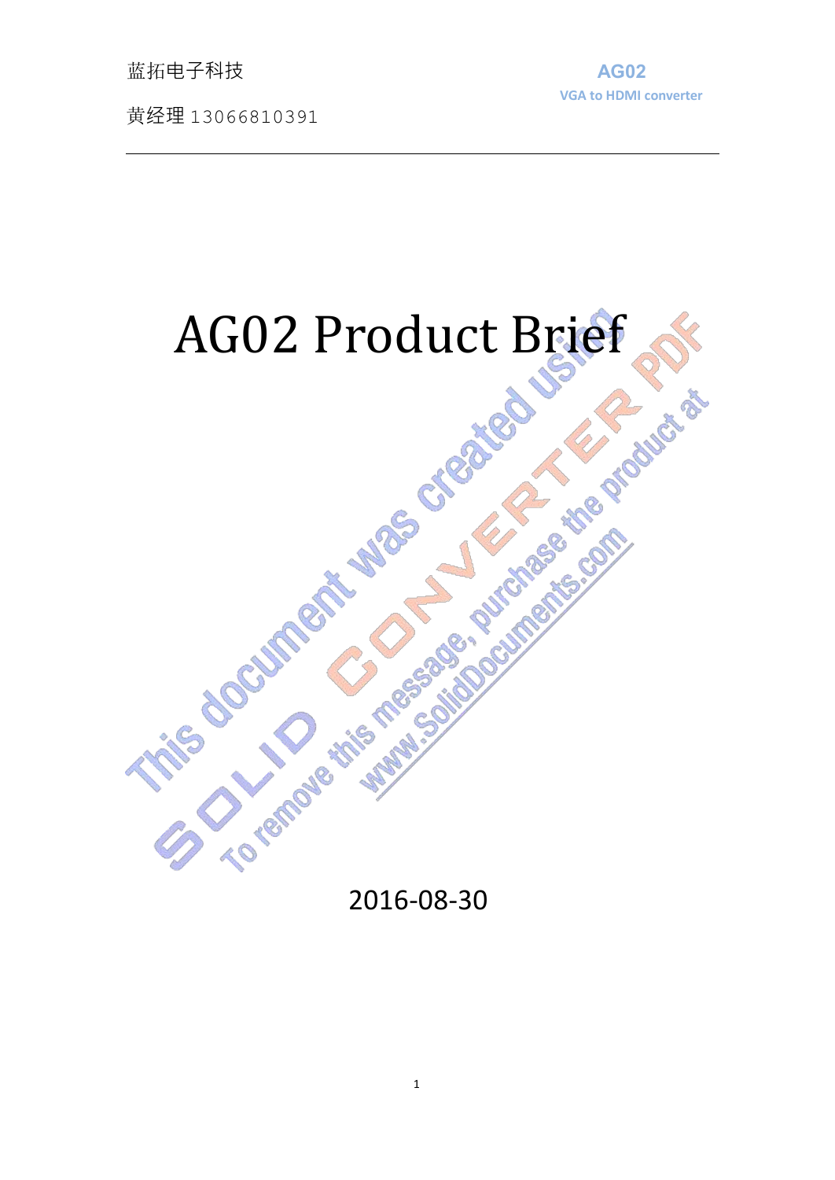# AG02 Product Brief

2016-08-30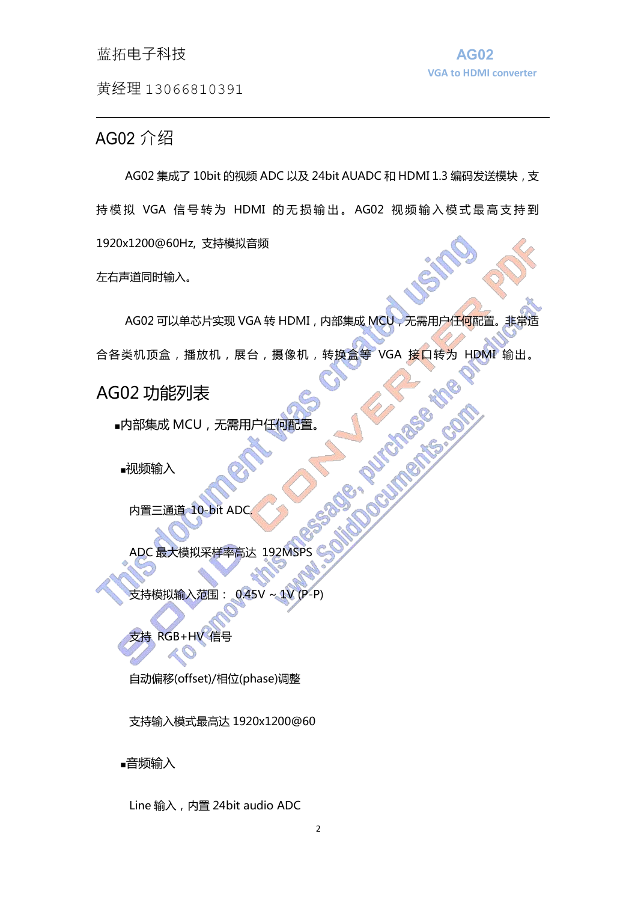## AG02 介绍

AG02 集成了 10bit 的视频 ADC 以及 24bit AUADC 和 HDMI 1.3 编码发送模块，支持模拟 VGA 信号转为 HDMI 的无损输出。AG02 视频输入模式最高支持到 1920x1200@60Hz, 支持模拟音频左右声道同时输入。

AG02 可以单芯片实现 VGA 转 HDMI，内部集成 MCU，无需用户任何配置。非常适合各类机顶盒，播放机，展台，摄像机，转换盒等 VGA 接口转为 HDMI 输出。

## AG02 功能列表

- 内部集成 MCU，无需用户任何配置。
- 视频输入
  - 内置三通道 10-bit ADC.
  - ADC 最大模拟采样率高达 192MSPS
  - 支持模拟输入范围： 0.45V ~ 1V (P-P)
  - 支持 RGB+HV 信号
  - 自动偏移(offset)/相位(phase)调整
  - 支持输入模式最高达 1920x1200@60
- 音频输入
  - Line 输入，内置 24bit audio ADC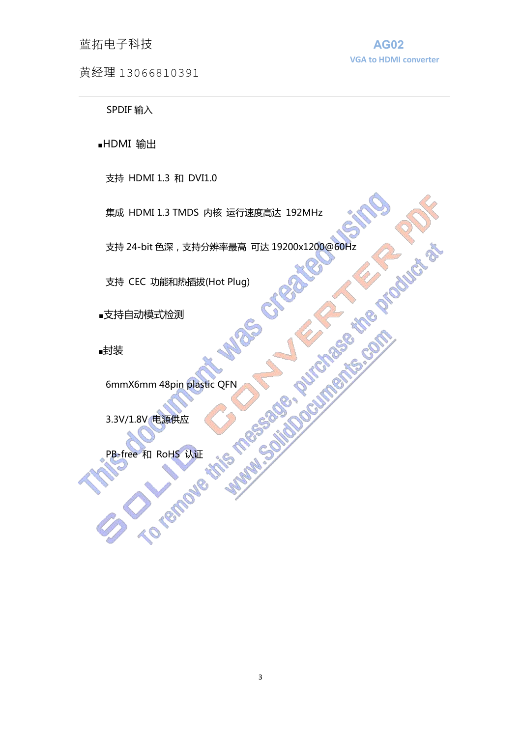SPDIF 输入

▪HDMI 输出

支持 HDMI 1.3 和 DVI1.0

集成 HDMI 1.3 TMDS 内核 运行速度高达 192MHz

支持 24-bit 色深，支持分辨率最高 可达 19200x1200@60Hz

支持 CEC 功能和热插拔(Hot Plug)

▪支持自动模式检测

▪封装

6mmX6mm 48pin plastic QFN

3.3V/1.8V 电源供应

PB-free 和 RoHS 认证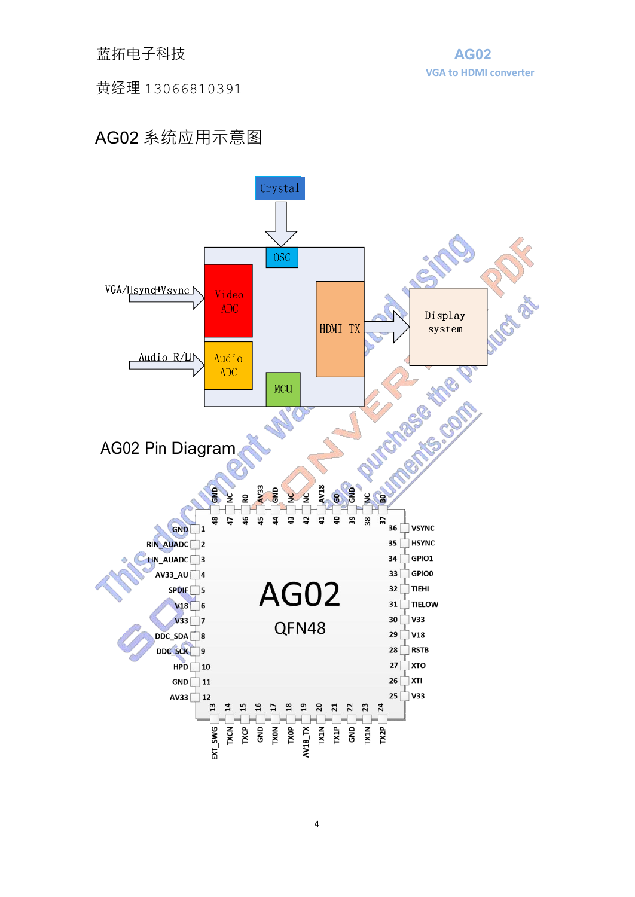# AG02 系统应用示意图

Crystal

OSC

VGA/Hsync+Vsync

Video ADC

Audio R/L

Audio ADC

MCU

HDMI TX

Display system

# AG02 Pin Diagram

AG02

QFN48

| Pin | Name |
|---|---|
| 1 | GND |
| 2 | RIN_AUADC |
| 3 | LIN_AUADC |
| 4 | AV33_AU |
| 5 | SPDIF |
| 6 | V18 |
| 7 | V33 |
| 8 | DDC_SDA |
| 9 | DDC_SCK |
| 10 | HPD |
| 11 | GND |
| 12 | AV33 |
| 13 | EXT_SWG |
| 14 | TXCN |
| 15 | TXCP |
| 16 | GND |
| 17 | TX0N |
| 18 | TX0P |
| 19 | AV18_TX |
| 20 | TX1N |
| 21 | TX1P |
| 22 | GND |
| 23 | TX1N |
| 24 | TX2P |
| 25 | V33 |
| 26 | XTI |
| 27 | XTO |
| 28 | RSTB |
| 29 | V18 |
| 30 | V33 |
| 31 | TIELOW |
| 32 | TIEHI |
| 33 | GPIO0 |
| 34 | GPIO1 |
| 35 | HSYNC |
| 36 | VSYNC |
| 37 | B0 |
| 38 | NC |
| 39 | GND |
| 40 | G0 |
| 41 | AV18 |
| 42 | NC |
| 43 | NC |
| 44 | GND |
| 45 | AV33 |
| 46 | R0 |
| 47 | NC |
| 48 | GND |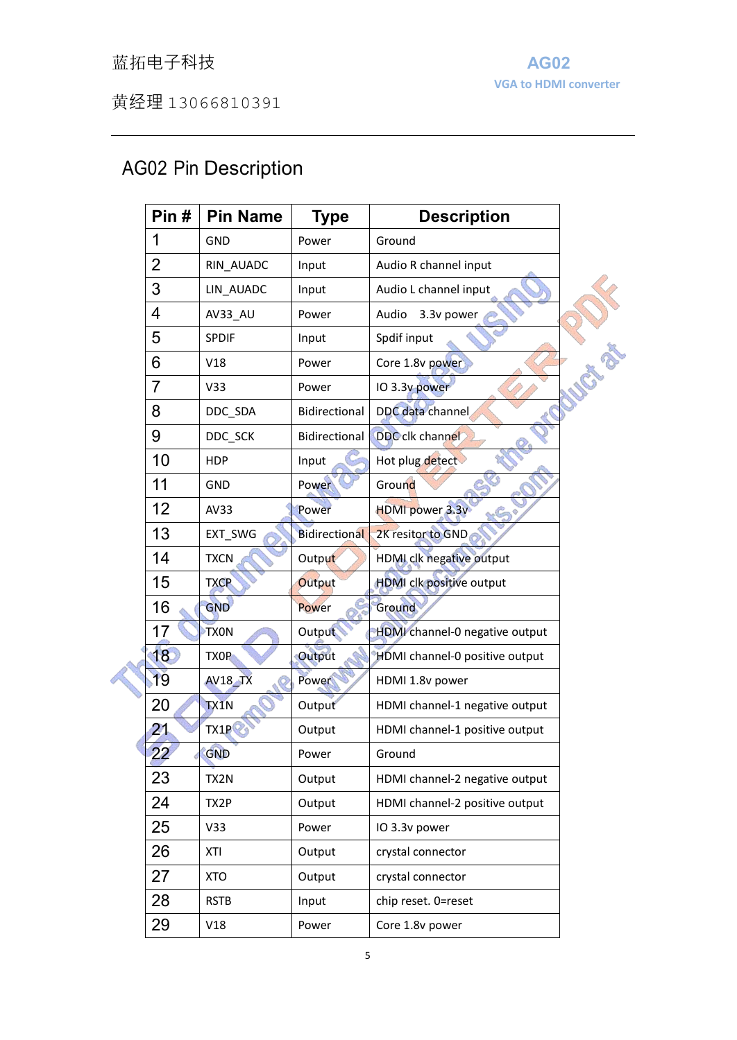# AG02 Pin Description

| Pin # | Pin Name | Type | Description |
|---|---|---|---|
| 1 | GND | Power | Ground |
| 2 | RIN_AUADC | Input | Audio R channel input |
| 3 | LIN_AUADC | Input | Audio L channel input |
| 4 | AV33_AU | Power | Audio 3.3v power |
| 5 | SPDIF | Input | Spdif input |
| 6 | V18 | Power | Core 1.8v power |
| 7 | V33 | Power | IO 3.3v power |
| 8 | DDC_SDA | Bidirectional | DDC data channel |
| 9 | DDC_SCK | Bidirectional | DDC clk channel |
| 10 | HDP | Input | Hot plug detect |
| 11 | GND | Power | Ground |
| 12 | AV33 | Power | HDMI power 3.3v |
| 13 | EXT_SWG | Bidirectional | 2K resitor to GND |
| 14 | TXCN | Output | HDMI clk negative output |
| 15 | TXCP | Output | HDMI clk positive output |
| 16 | GND | Power | Ground |
| 17 | TX0N | Output | HDMI channel-0 negative output |
| 18 | TX0P | Output | HDMI channel-0 positive output |
| 19 | AV18_TX | Power | HDMI 1.8v power |
| 20 | TX1N | Output | HDMI channel-1 negative output |
| 21 | TX1P | Output | HDMI channel-1 positive output |
| 22 | GND | Power | Ground |
| 23 | TX2N | Output | HDMI channel-2 negative output |
| 24 | TX2P | Output | HDMI channel-2 positive output |
| 25 | V33 | Power | IO 3.3v power |
| 26 | XTI | Output | crystal connector |
| 27 | XTO | Output | crystal connector |
| 28 | RSTB | Input | chip reset. 0=reset |
| 29 | V18 | Power | Core 1.8v power |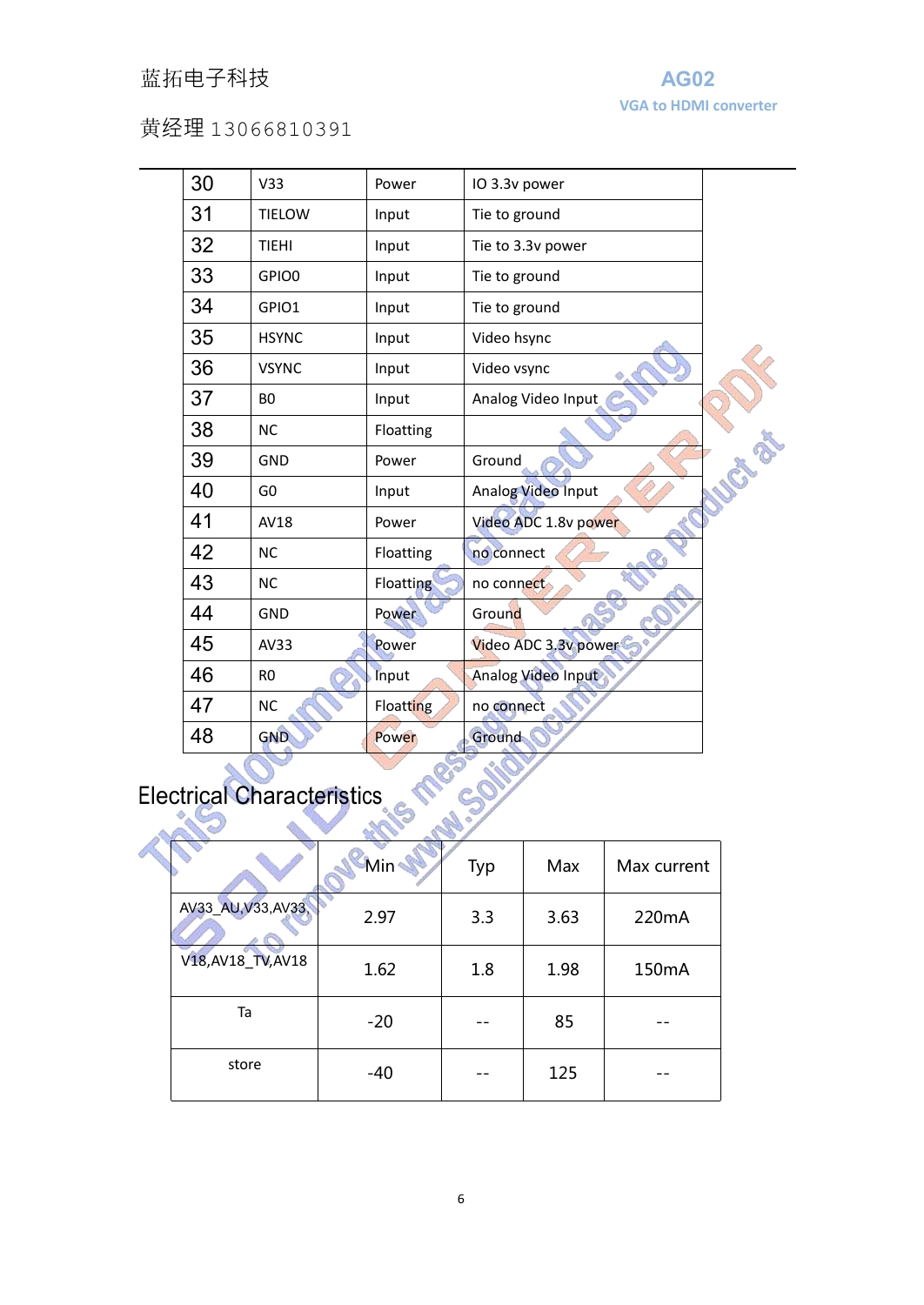| 30 | V33 | Power | IO 3.3v power |
|---|---|---|---|
| 31 | TIELOW | Input | Tie to ground |
| 32 | TIEHI | Input | Tie to 3.3v power |
| 33 | GPIO0 | Input | Tie to ground |
| 34 | GPIO1 | Input | Tie to ground |
| 35 | HSYNC | Input | Video hsync |
| 36 | VSYNC | Input | Video vsync |
| 37 | B0 | Input | Analog Video Input |
| 38 | NC | Floating | |
| 39 | GND | Power | Ground |
| 40 | G0 | Input | Analog Video Input |
| 41 | AV18 | Power | Video ADC 1.8v power |
| 42 | NC | Floating | no connect |
| 43 | NC | Floatting | no connect |
| 44 | GND | Power | Ground |
| 45 | AV33 | Power | Video ADC 3.3v power |
| 46 | R0 | Input | Analog Video Input |
| 47 | NC | Floatting | no connect |
| 48 | GND | Power | Ground |

## Electrical Characteristics

| | Min | Typ | Max | Max current |
|---|---|---|---|---|
| AV33_AU,V33,AV33, | 2.97 | 3.3 | 3.63 | 220mA |
| V18,AV18_TV,AV18 | 1.62 | 1.8 | 1.98 | 150mA |
| Ta | -20 | -- | 85 | -- |
| store | -40 | -- | 125 | -- |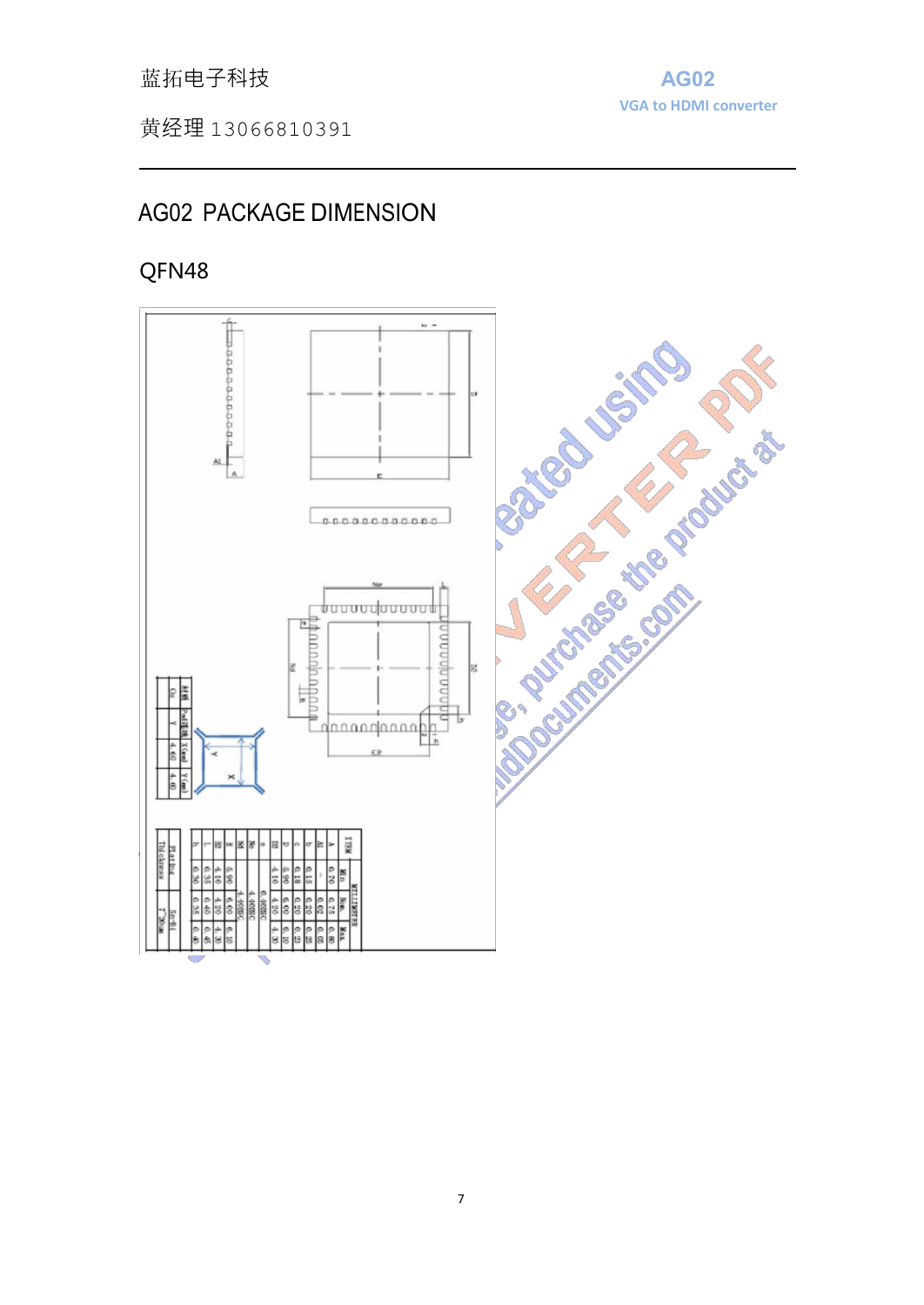# AG02 PACKAGE DIMENSION

## QFN48